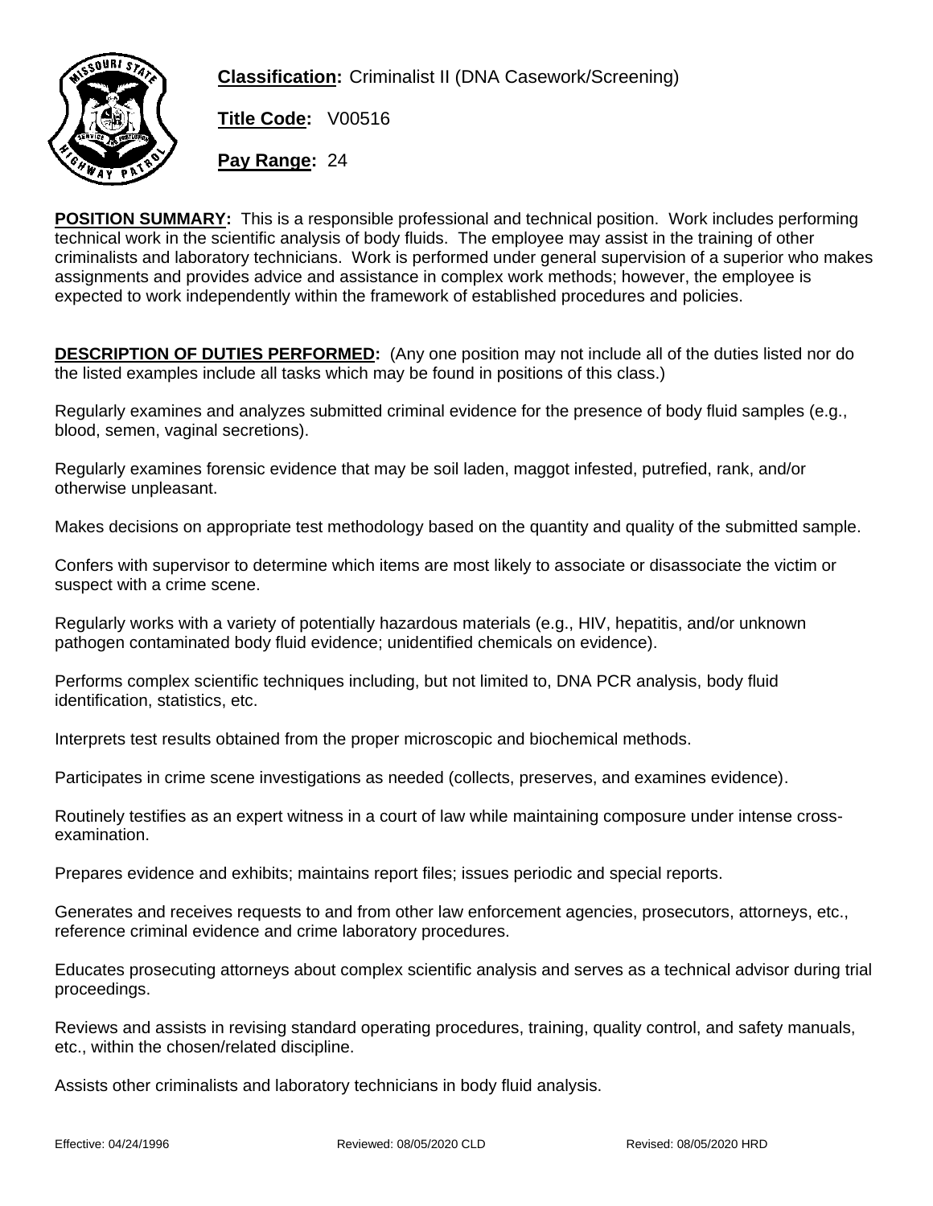**Classification:** Criminalist II (DNA Casework/Screening)

**Title Code:** V00516

**Pay Range:** 24

**POSITION SUMMARY:** This is a responsible professional and technical position. Work includes performing technical work in the scientific analysis of body fluids. The employee may assist in the training of other criminalists and laboratory technicians. Work is performed under general supervision of a superior who makes assignments and provides advice and assistance in complex work methods; however, the employee is expected to work independently within the framework of established procedures and policies.

**DESCRIPTION OF DUTIES PERFORMED:** (Any one position may not include all of the duties listed nor do the listed examples include all tasks which may be found in positions of this class.)

Regularly examines and analyzes submitted criminal evidence for the presence of body fluid samples (e.g., blood, semen, vaginal secretions).

Regularly examines forensic evidence that may be soil laden, maggot infested, putrefied, rank, and/or otherwise unpleasant.

Makes decisions on appropriate test methodology based on the quantity and quality of the submitted sample.

Confers with supervisor to determine which items are most likely to associate or disassociate the victim or suspect with a crime scene.

Regularly works with a variety of potentially hazardous materials (e.g., HIV, hepatitis, and/or unknown pathogen contaminated body fluid evidence; unidentified chemicals on evidence).

Performs complex scientific techniques including, but not limited to, DNA PCR analysis, body fluid identification, statistics, etc.

Interprets test results obtained from the proper microscopic and biochemical methods.

Participates in crime scene investigations as needed (collects, preserves, and examines evidence).

Routinely testifies as an expert witness in a court of law while maintaining composure under intense cross-examination.

Prepares evidence and exhibits; maintains report files; issues periodic and special reports.

Generates and receives requests to and from other law enforcement agencies, prosecutors, attorneys, etc., reference criminal evidence and crime laboratory procedures.

Educates prosecuting attorneys about complex scientific analysis and serves as a technical advisor during trial proceedings.

Reviews and assists in revising standard operating procedures, training, quality control, and safety manuals, etc., within the chosen/related discipline.

Assists other criminalists and laboratory technicians in body fluid analysis.

Effective: 04/24/1996 Reviewed: 08/05/2020 CLD Revised: 08/05/2020 HRD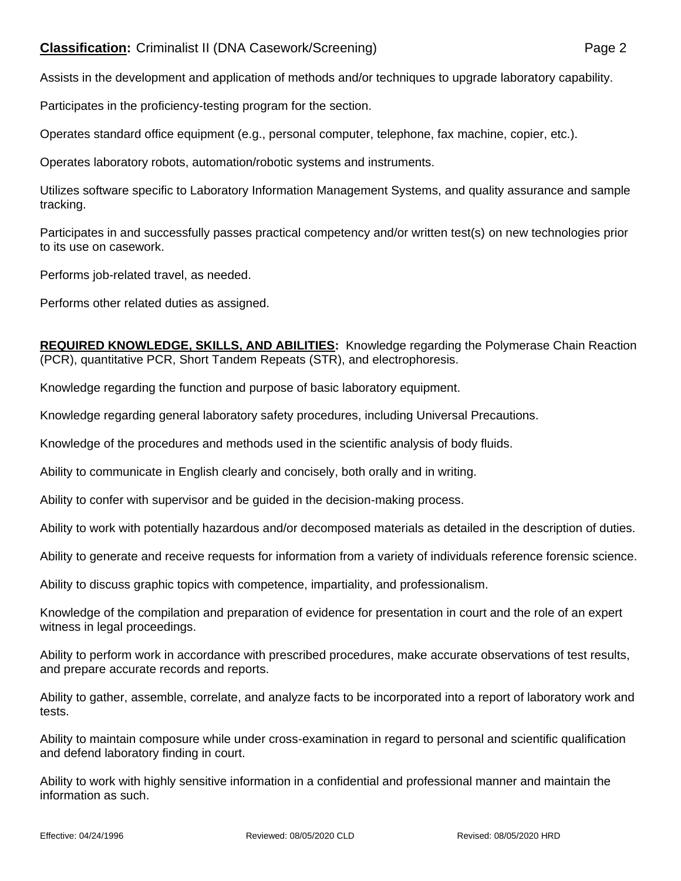Assists in the development and application of methods and/or techniques to upgrade laboratory capability.

Participates in the proficiency-testing program for the section.

Operates standard office equipment (e.g., personal computer, telephone, fax machine, copier, etc.).

Operates laboratory robots, automation/robotic systems and instruments.

Utilizes software specific to Laboratory Information Management Systems, and quality assurance and sample tracking.

Participates in and successfully passes practical competency and/or written test(s) on new technologies prior to its use on casework.

Performs job-related travel, as needed.

Performs other related duties as assigned.

**REQUIRED KNOWLEDGE, SKILLS, AND ABILITIES:** Knowledge regarding the Polymerase Chain Reaction (PCR), quantitative PCR, Short Tandem Repeats (STR), and electrophoresis.

Knowledge regarding the function and purpose of basic laboratory equipment.

Knowledge regarding general laboratory safety procedures, including Universal Precautions.

Knowledge of the procedures and methods used in the scientific analysis of body fluids.

Ability to communicate in English clearly and concisely, both orally and in writing.

Ability to confer with supervisor and be guided in the decision-making process.

Ability to work with potentially hazardous and/or decomposed materials as detailed in the description of duties.

Ability to generate and receive requests for information from a variety of individuals reference forensic science.

Ability to discuss graphic topics with competence, impartiality, and professionalism.

Knowledge of the compilation and preparation of evidence for presentation in court and the role of an expert witness in legal proceedings.

Ability to perform work in accordance with prescribed procedures, make accurate observations of test results, and prepare accurate records and reports.

Ability to gather, assemble, correlate, and analyze facts to be incorporated into a report of laboratory work and tests.

Ability to maintain composure while under cross-examination in regard to personal and scientific qualification and defend laboratory finding in court.

Ability to work with highly sensitive information in a confidential and professional manner and maintain the information as such.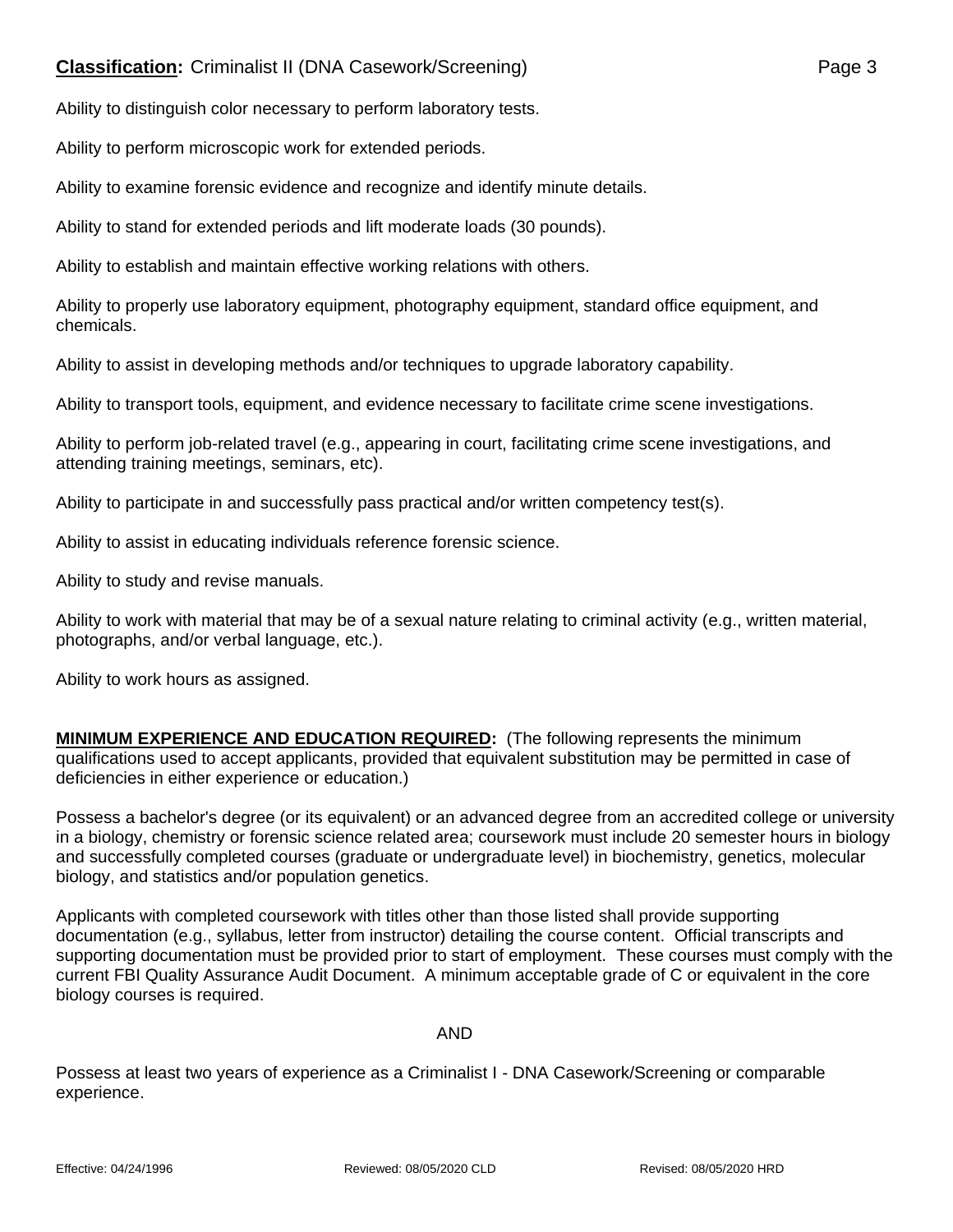Ability to distinguish color necessary to perform laboratory tests.

Ability to perform microscopic work for extended periods.

Ability to examine forensic evidence and recognize and identify minute details.

Ability to stand for extended periods and lift moderate loads (30 pounds).

Ability to establish and maintain effective working relations with others.

Ability to properly use laboratory equipment, photography equipment, standard office equipment, and chemicals.

Ability to assist in developing methods and/or techniques to upgrade laboratory capability.

Ability to transport tools, equipment, and evidence necessary to facilitate crime scene investigations.

Ability to perform job-related travel (e.g., appearing in court, facilitating crime scene investigations, and attending training meetings, seminars, etc).

Ability to participate in and successfully pass practical and/or written competency test(s).

Ability to assist in educating individuals reference forensic science.

Ability to study and revise manuals.

Ability to work with material that may be of a sexual nature relating to criminal activity (e.g., written material, photographs, and/or verbal language, etc.).

Ability to work hours as assigned.

**MINIMUM EXPERIENCE AND EDUCATION REQUIRED:** (The following represents the minimum qualifications used to accept applicants, provided that equivalent substitution may be permitted in case of deficiencies in either experience or education.)

Possess a bachelor's degree (or its equivalent) or an advanced degree from an accredited college or university in a biology, chemistry or forensic science related area; coursework must include 20 semester hours in biology and successfully completed courses (graduate or undergraduate level) in biochemistry, genetics, molecular biology, and statistics and/or population genetics.

Applicants with completed coursework with titles other than those listed shall provide supporting documentation (e.g., syllabus, letter from instructor) detailing the course content. Official transcripts and supporting documentation must be provided prior to start of employment. These courses must comply with the current FBI Quality Assurance Audit Document. A minimum acceptable grade of C or equivalent in the core biology courses is required.

AND

Possess at least two years of experience as a Criminalist I - DNA Casework/Screening or comparable experience.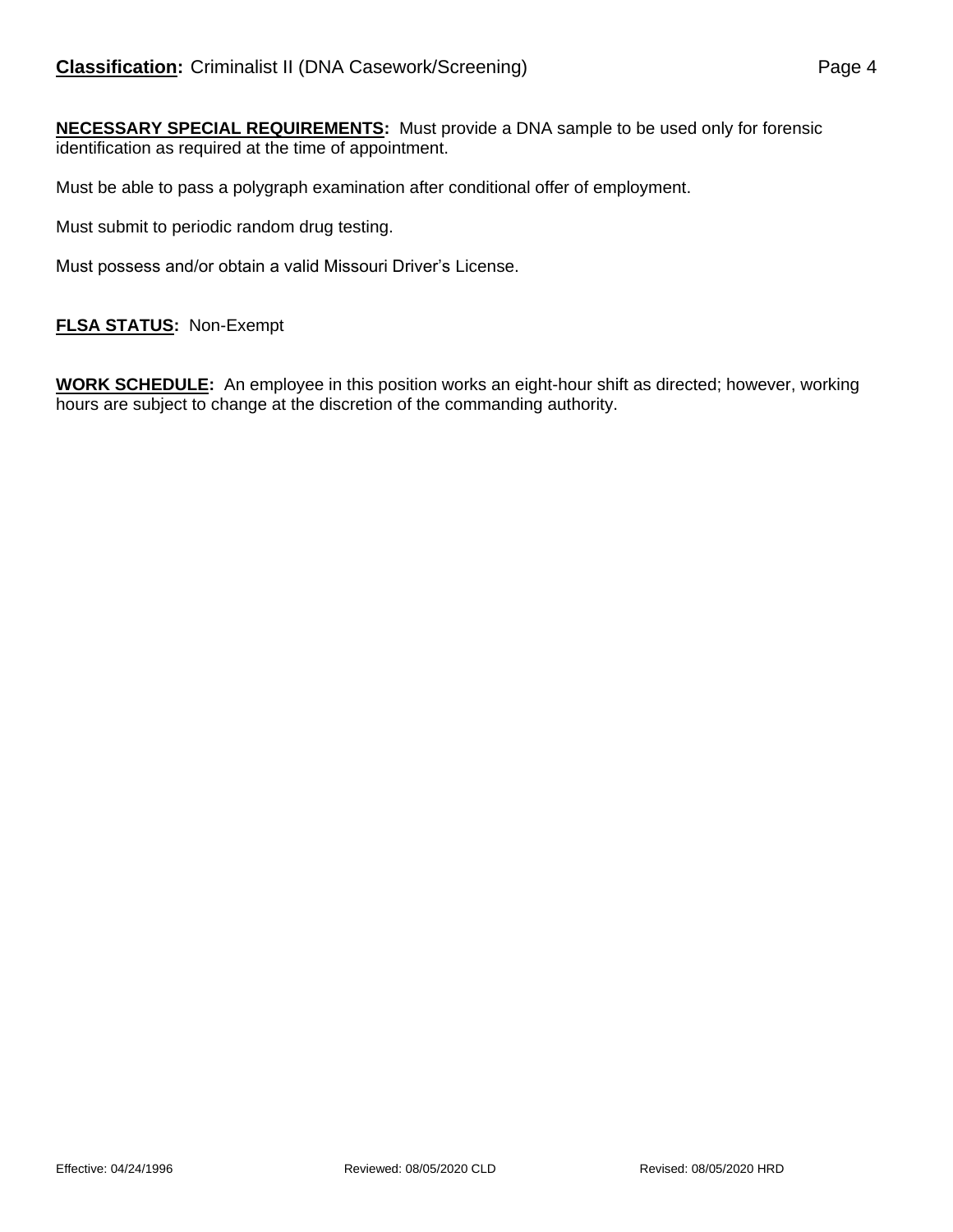**NECESSARY SPECIAL REQUIREMENTS:** Must provide a DNA sample to be used only for forensic identification as required at the time of appointment.

Must be able to pass a polygraph examination after conditional offer of employment.

Must submit to periodic random drug testing.

Must possess and/or obtain a valid Missouri Driver's License.

**FLSA STATUS:** Non-Exempt

**WORK SCHEDULE:** An employee in this position works an eight-hour shift as directed; however, working hours are subject to change at the discretion of the commanding authority.

Effective: 04/24/1996 Reviewed: 08/05/2020 CLD Revised: 08/05/2020 HRD